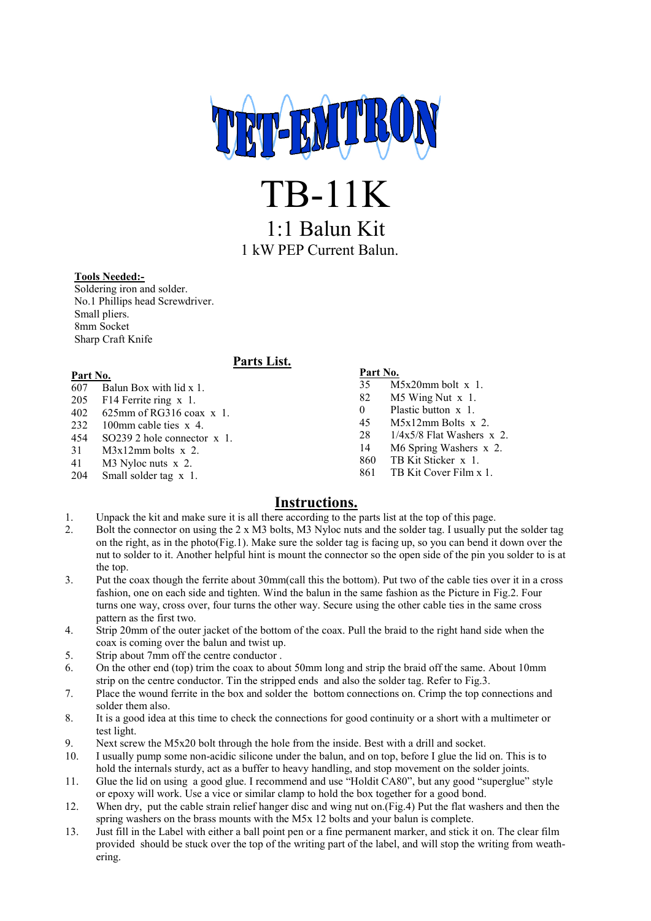# TET-EMTRON

# TB-11K

## 1:1 Balun Kit

### 1 kW PEP Current Balun.

**Tools Needed:-**

Soldering iron and solder.
No.1 Phillips head Screwdriver.
Small pliers.
8mm Socket
Sharp Craft Knife

## Parts List.

| Part No. | |
|---|---|
| 607 | Balun Box with lid x 1. |
| 205 | F14 Ferrite ring x 1. |
| 402 | 625mm of RG316 coax x 1. |
| 232 | 100mm cable ties x 4. |
| 454 | SO239 2 hole connector x 1. |
| 31 | M3x12mm bolts x 2. |
| 41 | M3 Nyloc nuts x 2. |
| 204 | Small solder tag x 1. |

| Part No. | |
|---|---|
| 35 | M5x20mm bolt x 1. |
| 82 | M5 Wing Nut x 1. |
| 0 | Plastic button x 1. |
| 45 | M5x12mm Bolts x 2. |
| 28 | 1/4x5/8 Flat Washers x 2. |
| 14 | M6 Spring Washers x 2. |
| 860 | TB Kit Sticker x 1. |
| 861 | TB Kit Cover Film x 1. |

## Instructions.

1. Unpack the kit and make sure it is all there according to the parts list at the top of this page.
2. Bolt the connector on using the 2 x M3 bolts, M3 Nyloc nuts and the solder tag. I usually put the solder tag on the right, as in the photo(Fig.1). Make sure the solder tag is facing up, so you can bend it down over the nut to solder to it. Another helpful hint is mount the connector so the open side of the pin you solder to is at the top.
3. Put the coax though the ferrite about 30mm(call this the bottom). Put two of the cable ties over it in a cross fashion, one on each side and tighten. Wind the balun in the same fashion as the Picture in Fig.2. Four turns one way, cross over, four turns the other way. Secure using the other cable ties in the same cross pattern as the first two.
4. Strip 20mm of the outer jacket of the bottom of the coax. Pull the braid to the right hand side when the coax is coming over the balun and twist up.
5. Strip about 7mm off the centre conductor .
6. On the other end (top) trim the coax to about 50mm long and strip the braid off the same. About 10mm strip on the centre conductor. Tin the stripped ends and also the solder tag. Refer to Fig.3.
7. Place the wound ferrite in the box and solder the bottom connections on. Crimp the top connections and solder them also.
8. It is a good idea at this time to check the connections for good continuity or a short with a multimeter or test light.
9. Next screw the M5x20 bolt through the hole from the inside. Best with a drill and socket.
10. I usually pump some non-acidic silicone under the balun, and on top, before I glue the lid on. This is to hold the internals sturdy, act as a buffer to heavy handling, and stop movement on the solder joints.
11. Glue the lid on using a good glue. I recommend and use "Holdit CA80", but any good "superglue" style or epoxy will work. Use a vice or similar clamp to hold the box together for a good bond.
12. When dry, put the cable strain relief hanger disc and wing nut on.(Fig.4) Put the flat washers and then the spring washers on the brass mounts with the M5x 12 bolts and your balun is complete.
13. Just fill in the Label with either a ball point pen or a fine permanent marker, and stick it on. The clear film provided should be stuck over the top of the writing part of the label, and will stop the writing from weathering.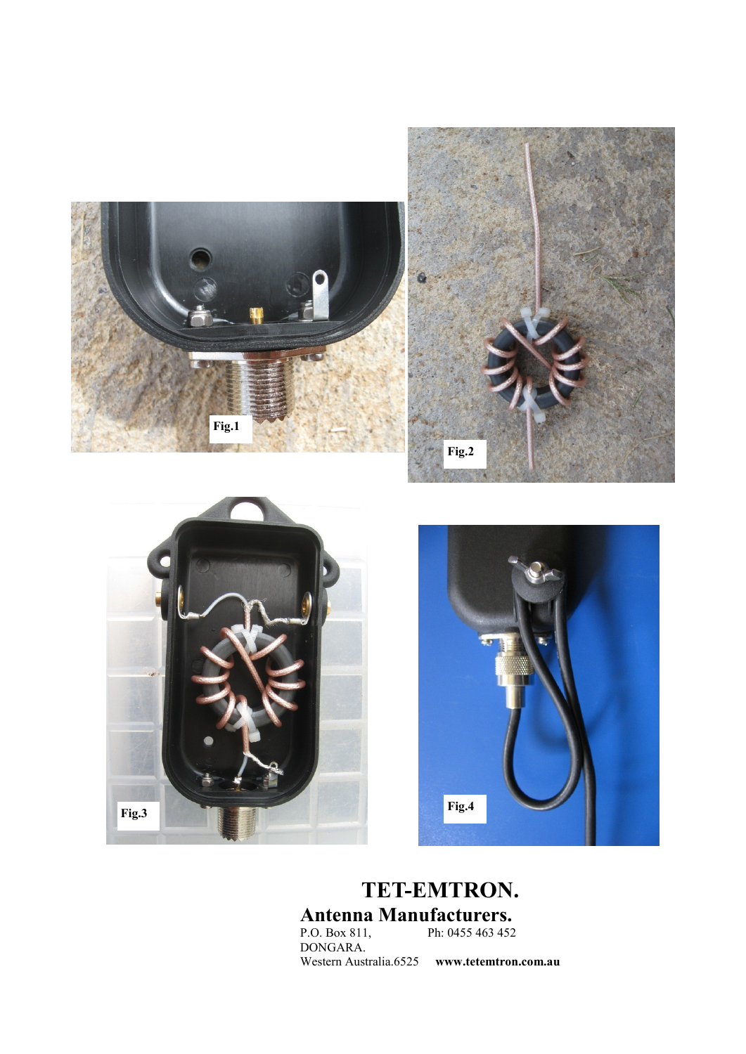Fig.1

Fig.2

Fig.3

Fig.4

# TET-EMTRON.

## Antenna Manufacturers.

P.O. Box 811,    Ph: 0455 463 452
DONGARA.
Western Australia.6525    **www.tetemtron.com.au**